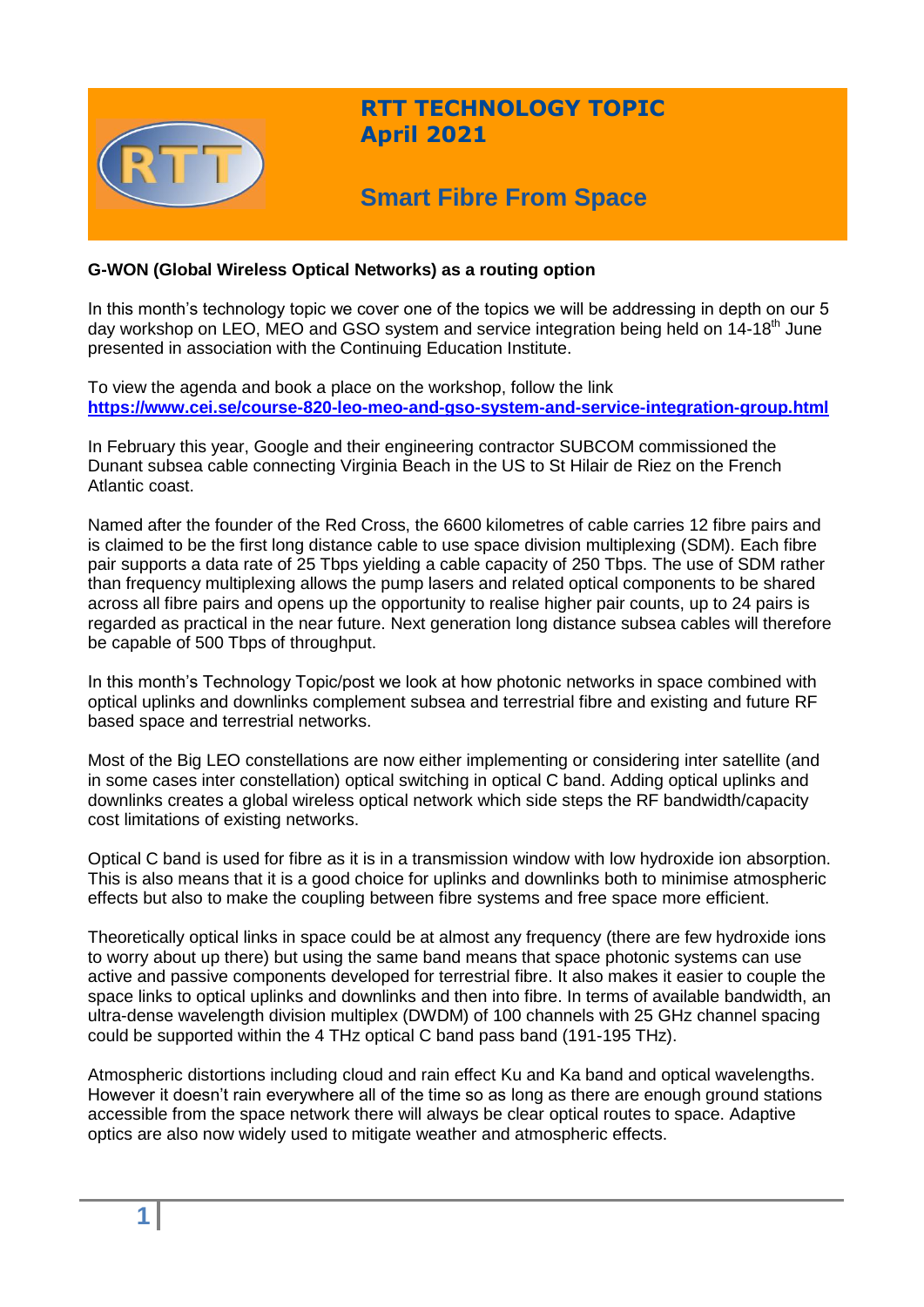# RTT TECHNOLOGY TOPIC
# April 2021

## Smart Fibre From Space

**G-WON (Global Wireless Optical Networks) as a routing option**

In this month's technology topic we cover one of the topics we will be addressing in depth on our 5 day workshop on LEO, MEO and GSO system and service integration being held on 14-18th June presented in association with the Continuing Education Institute.

To view the agenda and book a place on the workshop, follow the link **https://www.cei.se/course-820-leo-meo-and-gso-system-and-service-integration-group.html**

In February this year, Google and their engineering contractor SUBCOM commissioned the Dunant subsea cable connecting Virginia Beach in the US to St Hilair de Riez on the French Atlantic coast.

Named after the founder of the Red Cross, the 6600 kilometres of cable carries 12 fibre pairs and is claimed to be the first long distance cable to use space division multiplexing (SDM). Each fibre pair supports a data rate of 25 Tbps yielding a cable capacity of 250 Tbps. The use of SDM rather than frequency multiplexing allows the pump lasers and related optical components to be shared across all fibre pairs and opens up the opportunity to realise higher pair counts, up to 24 pairs is regarded as practical in the near future. Next generation long distance subsea cables will therefore be capable of 500 Tbps of throughput.

In this month's Technology Topic/post we look at how photonic networks in space combined with optical uplinks and downlinks complement subsea and terrestrial fibre and existing and future RF based space and terrestrial networks.

Most of the Big LEO constellations are now either implementing or considering inter satellite (and in some cases inter constellation) optical switching in optical C band. Adding optical uplinks and downlinks creates a global wireless optical network which side steps the RF bandwidth/capacity cost limitations of existing networks.

Optical C band is used for fibre as it is in a transmission window with low hydroxide ion absorption. This is also means that it is a good choice for uplinks and downlinks both to minimise atmospheric effects but also to make the coupling between fibre systems and free space more efficient.

Theoretically optical links in space could be at almost any frequency (there are few hydroxide ions to worry about up there) but using the same band means that space photonic systems can use active and passive components developed for terrestrial fibre. It also makes it easier to couple the space links to optical uplinks and downlinks and then into fibre. In terms of available bandwidth, an ultra-dense wavelength division multiplex (DWDM) of 100 channels with 25 GHz channel spacing could be supported within the 4 THz optical C band pass band (191-195 THz).

Atmospheric distortions including cloud and rain effect Ku and Ka band and optical wavelengths. However it doesn't rain everywhere all of the time so as long as there are enough ground stations accessible from the space network there will always be clear optical routes to space. Adaptive optics are also now widely used to mitigate weather and atmospheric effects.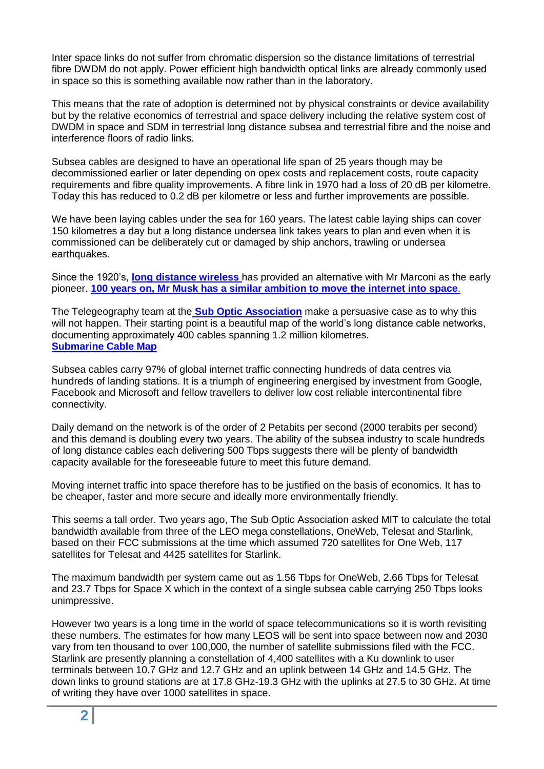Inter space links do not suffer from chromatic dispersion so the distance limitations of terrestrial fibre DWDM do not apply. Power efficient high bandwidth optical links are already commonly used in space so this is something available now rather than in the laboratory.

This means that the rate of adoption is determined not by physical constraints or device availability but by the relative economics of terrestrial and space delivery including the relative system cost of DWDM in space and SDM in terrestrial long distance subsea and terrestrial fibre and the noise and interference floors of radio links.

Subsea cables are designed to have an operational life span of 25 years though may be decommissioned earlier or later depending on opex costs and replacement costs, route capacity requirements and fibre quality improvements. A fibre link in 1970 had a loss of 20 dB per kilometre. Today this has reduced to 0.2 dB per kilometre or less and further improvements are possible.

We have been laying cables under the sea for 160 years. The latest cable laying ships can cover 150 kilometres a day but a long distance undersea link takes years to plan and even when it is commissioned can be deliberately cut or damaged by ship anchors, trawling or undersea earthquakes.

Since the 1920's, **long distance wireless** has provided an alternative with Mr Marconi as the early pioneer. **100 years on, Mr Musk has a similar ambition to move the internet into space**.

The Telegeography team at the **Sub Optic Association** make a persuasive case as to why this will not happen. Their starting point is a beautiful map of the world's long distance cable networks, documenting approximately 400 cables spanning 1.2 million kilometres.
**Submarine Cable Map**

Subsea cables carry 97% of global internet traffic connecting hundreds of data centres via hundreds of landing stations. It is a triumph of engineering energised by investment from Google, Facebook and Microsoft and fellow travellers to deliver low cost reliable intercontinental fibre connectivity.

Daily demand on the network is of the order of 2 Petabits per second (2000 terabits per second) and this demand is doubling every two years. The ability of the subsea industry to scale hundreds of long distance cables each delivering 500 Tbps suggests there will be plenty of bandwidth capacity available for the foreseeable future to meet this future demand.

Moving internet traffic into space therefore has to be justified on the basis of economics. It has to be cheaper, faster and more secure and ideally more environmentally friendly.

This seems a tall order. Two years ago, The Sub Optic Association asked MIT to calculate the total bandwidth available from three of the LEO mega constellations, OneWeb, Telesat and Starlink, based on their FCC submissions at the time which assumed 720 satellites for One Web, 117 satellites for Telesat and 4425 satellites for Starlink.

The maximum bandwidth per system came out as 1.56 Tbps for OneWeb, 2.66 Tbps for Telesat and 23.7 Tbps for Space X which in the context of a single subsea cable carrying 250 Tbps looks unimpressive.

However two years is a long time in the world of space telecommunications so it is worth revisiting these numbers. The estimates for how many LEOS will be sent into space between now and 2030 vary from ten thousand to over 100,000, the number of satellite submissions filed with the FCC. Starlink are presently planning a constellation of 4,400 satellites with a Ku downlink to user terminals between 10.7 GHz and 12.7 GHz and an uplink between 14 GHz and 14.5 GHz. The down links to ground stations are at 17.8 GHz-19.3 GHz with the uplinks at 27.5 to 30 GHz. At time of writing they have over 1000 satellites in space.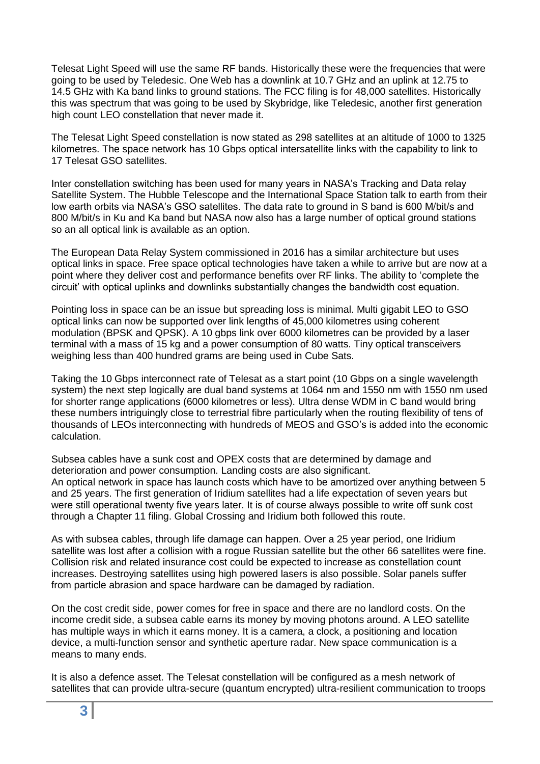Telesat Light Speed will use the same RF bands. Historically these were the frequencies that were going to be used by Teledesic. One Web has a downlink at 10.7 GHz and an uplink at 12.75 to 14.5 GHz with Ka band links to ground stations. The FCC filing is for 48,000 satellites. Historically this was spectrum that was going to be used by Skybridge, like Teledesic, another first generation high count LEO constellation that never made it.

The Telesat Light Speed constellation is now stated as 298 satellites at an altitude of 1000 to 1325 kilometres. The space network has 10 Gbps optical intersatellite links with the capability to link to 17 Telesat GSO satellites.

Inter constellation switching has been used for many years in NASA's Tracking and Data relay Satellite System. The Hubble Telescope and the International Space Station talk to earth from their low earth orbits via NASA's GSO satellites. The data rate to ground in S band is 600 M/bit/s and 800 M/bit/s in Ku and Ka band but NASA now also has a large number of optical ground stations so an all optical link is available as an option.

The European Data Relay System commissioned in 2016 has a similar architecture but uses optical links in space. Free space optical technologies have taken a while to arrive but are now at a point where they deliver cost and performance benefits over RF links. The ability to 'complete the circuit' with optical uplinks and downlinks substantially changes the bandwidth cost equation.

Pointing loss in space can be an issue but spreading loss is minimal. Multi gigabit LEO to GSO optical links can now be supported over link lengths of 45,000 kilometres using coherent modulation (BPSK and QPSK). A 10 gbps link over 6000 kilometres can be provided by a laser terminal with a mass of 15 kg and a power consumption of 80 watts. Tiny optical transceivers weighing less than 400 hundred grams are being used in Cube Sats.

Taking the 10 Gbps interconnect rate of Telesat as a start point (10 Gbps on a single wavelength system) the next step logically are dual band systems at 1064 nm and 1550 nm with 1550 nm used for shorter range applications (6000 kilometres or less). Ultra dense WDM in C band would bring these numbers intriguingly close to terrestrial fibre particularly when the routing flexibility of tens of thousands of LEOs interconnecting with hundreds of MEOS and GSO's is added into the economic calculation.

Subsea cables have a sunk cost and OPEX costs that are determined by damage and deterioration and power consumption. Landing costs are also significant.
An optical network in space has launch costs which have to be amortized over anything between 5 and 25 years. The first generation of Iridium satellites had a life expectation of seven years but were still operational twenty five years later. It is of course always possible to write off sunk cost through a Chapter 11 filing. Global Crossing and Iridium both followed this route.

As with subsea cables, through life damage can happen. Over a 25 year period, one Iridium satellite was lost after a collision with a rogue Russian satellite but the other 66 satellites were fine. Collision risk and related insurance cost could be expected to increase as constellation count increases. Destroying satellites using high powered lasers is also possible. Solar panels suffer from particle abrasion and space hardware can be damaged by radiation.

On the cost credit side, power comes for free in space and there are no landlord costs. On the income credit side, a subsea cable earns its money by moving photons around. A LEO satellite has multiple ways in which it earns money. It is a camera, a clock, a positioning and location device, a multi-function sensor and synthetic aperture radar. New space communication is a means to many ends.

It is also a defence asset. The Telesat constellation will be configured as a mesh network of satellites that can provide ultra-secure (quantum encrypted) ultra-resilient communication to troops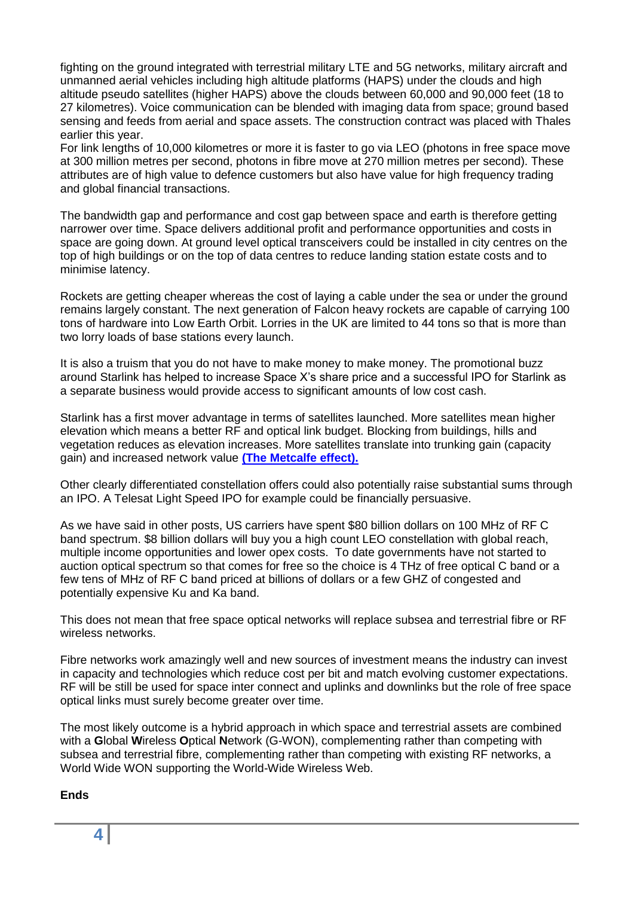fighting on the ground integrated with terrestrial military LTE and 5G networks, military aircraft and unmanned aerial vehicles including high altitude platforms (HAPS) under the clouds and high altitude pseudo satellites (higher HAPS) above the clouds between 60,000 and 90,000 feet (18 to 27 kilometres). Voice communication can be blended with imaging data from space; ground based sensing and feeds from aerial and space assets. The construction contract was placed with Thales earlier this year.

For link lengths of 10,000 kilometres or more it is faster to go via LEO (photons in free space move at 300 million metres per second, photons in fibre move at 270 million metres per second). These attributes are of high value to defence customers but also have value for high frequency trading and global financial transactions.

The bandwidth gap and performance and cost gap between space and earth is therefore getting narrower over time. Space delivers additional profit and performance opportunities and costs in space are going down. At ground level optical transceivers could be installed in city centres on the top of high buildings or on the top of data centres to reduce landing station estate costs and to minimise latency.

Rockets are getting cheaper whereas the cost of laying a cable under the sea or under the ground remains largely constant. The next generation of Falcon heavy rockets are capable of carrying 100 tons of hardware into Low Earth Orbit. Lorries in the UK are limited to 44 tons so that is more than two lorry loads of base stations every launch.

It is also a truism that you do not have to make money to make money. The promotional buzz around Starlink has helped to increase Space X's share price and a successful IPO for Starlink as a separate business would provide access to significant amounts of low cost cash.

Starlink has a first mover advantage in terms of satellites launched. More satellites mean higher elevation which means a better RF and optical link budget. Blocking from buildings, hills and vegetation reduces as elevation increases. More satellites translate into trunking gain (capacity gain) and increased network value **(The Metcalfe effect).**

Other clearly differentiated constellation offers could also potentially raise substantial sums through an IPO. A Telesat Light Speed IPO for example could be financially persuasive.

As we have said in other posts, US carriers have spent $80 billion dollars on 100 MHz of RF C band spectrum. $8 billion dollars will buy you a high count LEO constellation with global reach, multiple income opportunities and lower opex costs. To date governments have not started to auction optical spectrum so that comes for free so the choice is 4 THz of free optical C band or a few tens of MHz of RF C band priced at billions of dollars or a few GHZ of congested and potentially expensive Ku and Ka band.

This does not mean that free space optical networks will replace subsea and terrestrial fibre or RF wireless networks.

Fibre networks work amazingly well and new sources of investment means the industry can invest in capacity and technologies which reduce cost per bit and match evolving customer expectations. RF will be still be used for space inter connect and uplinks and downlinks but the role of free space optical links must surely become greater over time.

The most likely outcome is a hybrid approach in which space and terrestrial assets are combined with a **G**lobal **W**ireless **O**ptical **N**etwork (G-WON), complementing rather than competing with subsea and terrestrial fibre, complementing rather than competing with existing RF networks, a World Wide WON supporting the World-Wide Wireless Web.

**Ends**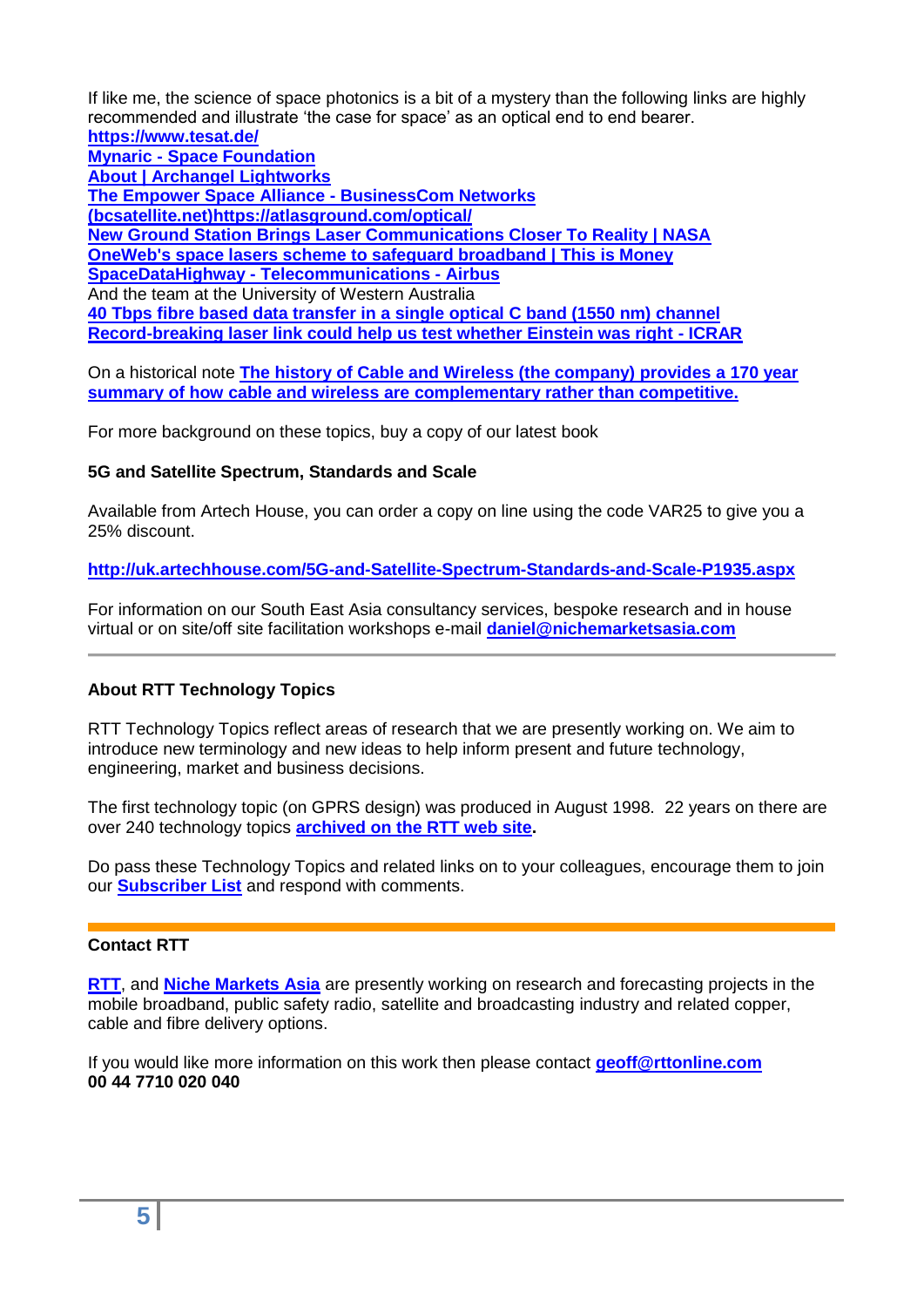If like me, the science of space photonics is a bit of a mystery than the following links are highly recommended and illustrate 'the case for space' as an optical end to end bearer.
**https://www.tesat.de/**
**Mynaric - Space Foundation**
**About | Archangel Lightworks**
**The Empower Space Alliance - BusinessCom Networks (bcsatellite.net)https://atlasground.com/optical/**
**New Ground Station Brings Laser Communications Closer To Reality | NASA**
**OneWeb's space lasers scheme to safeguard broadband | This is Money**
**SpaceDataHighway - Telecommunications - Airbus**
And the team at the University of Western Australia
**40 Tbps fibre based data transfer in a single optical C band (1550 nm) channel**
**Record-breaking laser link could help us test whether Einstein was right - ICRAR**

On a historical note **The history of Cable and Wireless (the company) provides a 170 year summary of how cable and wireless are complementary rather than competitive.**

For more background on these topics, buy a copy of our latest book

**5G and Satellite Spectrum, Standards and Scale**

Available from Artech House, you can order a copy on line using the code VAR25 to give you a 25% discount.

**http://uk.artechhouse.com/5G-and-Satellite-Spectrum-Standards-and-Scale-P1935.aspx**

For information on our South East Asia consultancy services, bespoke research and in house virtual or on site/off site facilitation workshops e-mail **daniel@nichemarketsasia.com**

---

### About RTT Technology Topics

RTT Technology Topics reflect areas of research that we are presently working on. We aim to introduce new terminology and new ideas to help inform present and future technology, engineering, market and business decisions.

The first technology topic (on GPRS design) was produced in August 1998. 22 years on there are over 240 technology topics **archived on the RTT web site.**

Do pass these Technology Topics and related links on to your colleagues, encourage them to join our **Subscriber List** and respond with comments.

---

### Contact RTT

**RTT**, and **Niche Markets Asia** are presently working on research and forecasting projects in the mobile broadband, public safety radio, satellite and broadcasting industry and related copper, cable and fibre delivery options.

If you would like more information on this work then please contact **geoff@rttonline.com**
**00 44 7710 020 040**